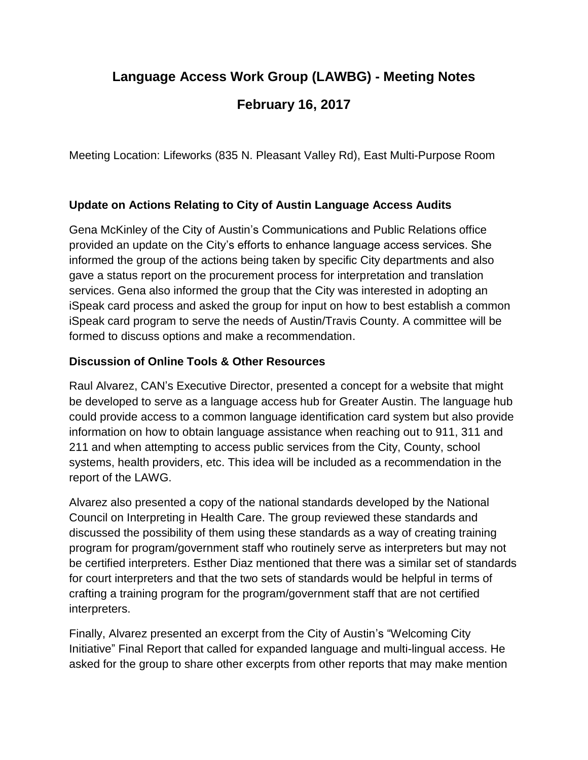# Language Access Work Group (LAWBG) - Meeting Notes

# February 16, 2017

Meeting Location: Lifeworks (835 N. Pleasant Valley Rd), East Multi-Purpose Room

### Update on Actions Relating to City of Austin Language Access Audits

Gena McKinley of the City of Austin's Communications and Public Relations office provided an update on the City's efforts to enhance language access services. She informed the group of the actions being taken by specific City departments and also gave a status report on the procurement process for interpretation and translation services. Gena also informed the group that the City was interested in adopting an iSpeak card process and asked the group for input on how to best establish a common iSpeak card program to serve the needs of Austin/Travis County. A committee will be formed to discuss options and make a recommendation.

### Discussion of Online Tools & Other Resources

Raul Alvarez, CAN's Executive Director, presented a concept for a website that might be developed to serve as a language access hub for Greater Austin. The language hub could provide access to a common language identification card system but also provide information on how to obtain language assistance when reaching out to 911, 311 and 211 and when attempting to access public services from the City, County, school systems, health providers, etc. This idea will be included as a recommendation in the report of the LAWG.

Alvarez also presented a copy of the national standards developed by the National Council on Interpreting in Health Care. The group reviewed these standards and discussed the possibility of them using these standards as a way of creating training program for program/government staff who routinely serve as interpreters but may not be certified interpreters. Esther Diaz mentioned that there was a similar set of standards for court interpreters and that the two sets of standards would be helpful in terms of crafting a training program for the program/government staff that are not certified interpreters.

Finally, Alvarez presented an excerpt from the City of Austin's "Welcoming City Initiative" Final Report that called for expanded language and multi-lingual access. He asked for the group to share other excerpts from other reports that may make mention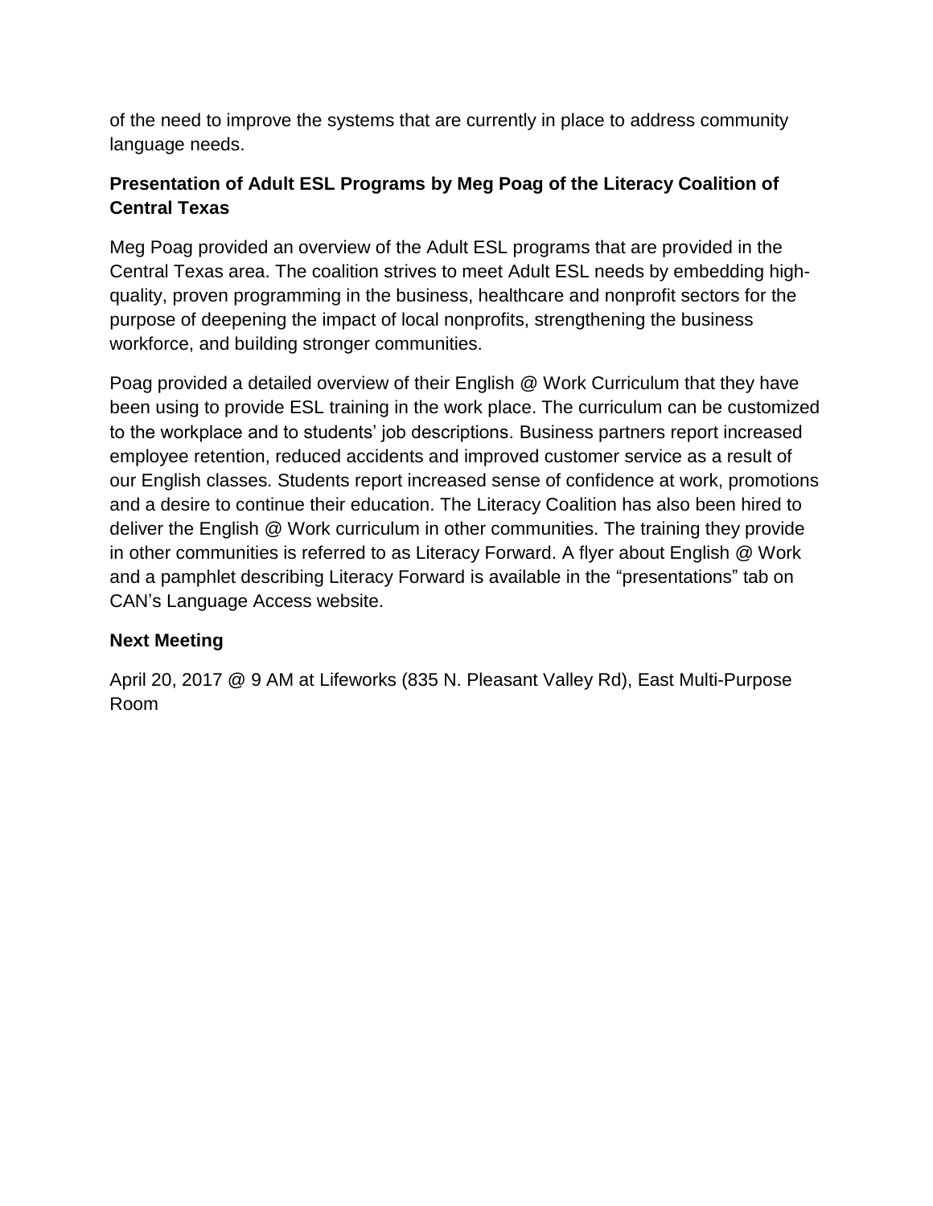of the need to improve the systems that are currently in place to address community language needs.

### Presentation of Adult ESL Programs by Meg Poag of the Literacy Coalition of Central Texas

Meg Poag provided an overview of the Adult ESL programs that are provided in the Central Texas area. The coalition strives to meet Adult ESL needs by embedding high-quality, proven programming in the business, healthcare and nonprofit sectors for the purpose of deepening the impact of local nonprofits, strengthening the business workforce, and building stronger communities.

Poag provided a detailed overview of their English @ Work Curriculum that they have been using to provide ESL training in the work place. The curriculum can be customized to the workplace and to students' job descriptions. Business partners report increased employee retention, reduced accidents and improved customer service as a result of our English classes. Students report increased sense of confidence at work, promotions and a desire to continue their education. The Literacy Coalition has also been hired to deliver the English @ Work curriculum in other communities. The training they provide in other communities is referred to as Literacy Forward. A flyer about English @ Work and a pamphlet describing Literacy Forward is available in the "presentations" tab on CAN's Language Access website.

### Next Meeting

April 20, 2017 @ 9 AM at Lifeworks (835 N. Pleasant Valley Rd), East Multi-Purpose Room